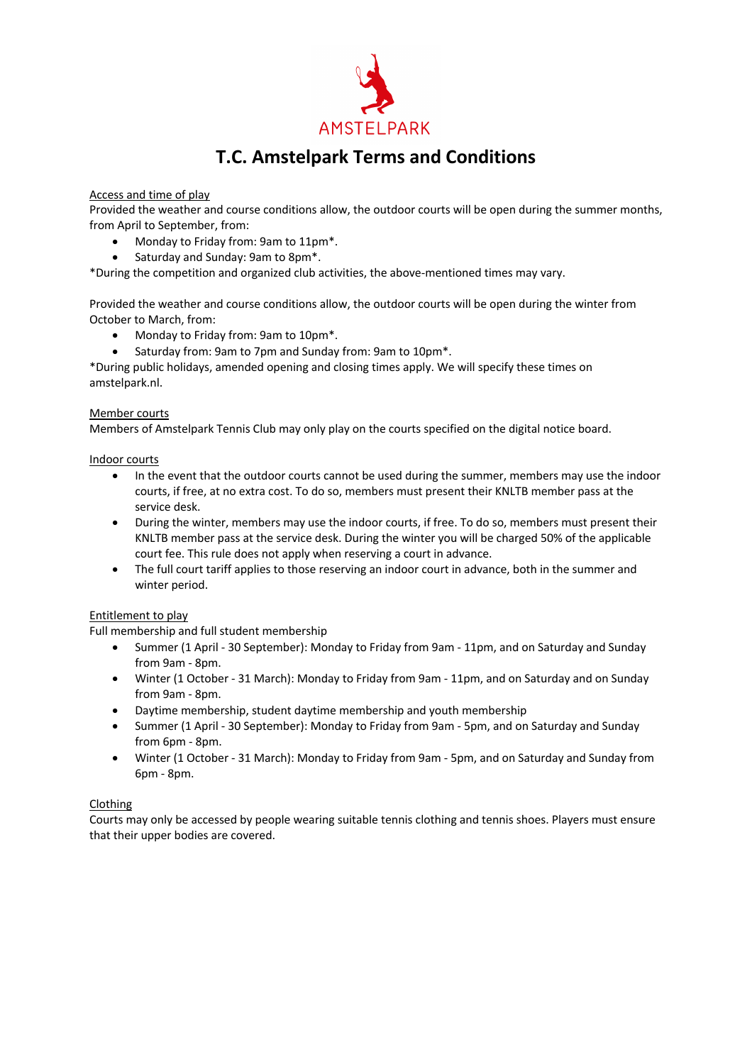AMSTELPARK

# T.C. Amstelpark Terms and Conditions

<u>Access and time of play</u>

Provided the weather and course conditions allow, the outdoor courts will be open during the summer months, from April to September, from:

- Monday to Friday from: 9am to 11pm*.
- Saturday and Sunday: 9am to 8pm*.

*During the competition and organized club activities, the above-mentioned times may vary.

Provided the weather and course conditions allow, the outdoor courts will be open during the winter from October to March, from:

- Monday to Friday from: 9am to 10pm*.
- Saturday from: 9am to 7pm and Sunday from: 9am to 10pm*.

*During public holidays, amended opening and closing times apply. We will specify these times on amstelpark.nl.

<u>Member courts</u>

Members of Amstelpark Tennis Club may only play on the courts specified on the digital notice board.

<u>Indoor courts</u>

- In the event that the outdoor courts cannot be used during the summer, members may use the indoor courts, if free, at no extra cost. To do so, members must present their KNLTB member pass at the service desk.
- During the winter, members may use the indoor courts, if free. To do so, members must present their KNLTB member pass at the service desk. During the winter you will be charged 50% of the applicable court fee. This rule does not apply when reserving a court in advance.
- The full court tariff applies to those reserving an indoor court in advance, both in the summer and winter period.

<u>Entitlement to play</u>

Full membership and full student membership

- Summer (1 April - 30 September): Monday to Friday from 9am - 11pm, and on Saturday and Sunday from 9am - 8pm.
- Winter (1 October - 31 March): Monday to Friday from 9am - 11pm, and on Saturday and on Sunday from 9am - 8pm.
- Daytime membership, student daytime membership and youth membership
- Summer (1 April - 30 September): Monday to Friday from 9am - 5pm, and on Saturday and Sunday from 6pm - 8pm.
- Winter (1 October - 31 March): Monday to Friday from 9am - 5pm, and on Saturday and Sunday from 6pm - 8pm.

<u>Clothing</u>

Courts may only be accessed by people wearing suitable tennis clothing and tennis shoes. Players must ensure that their upper bodies are covered.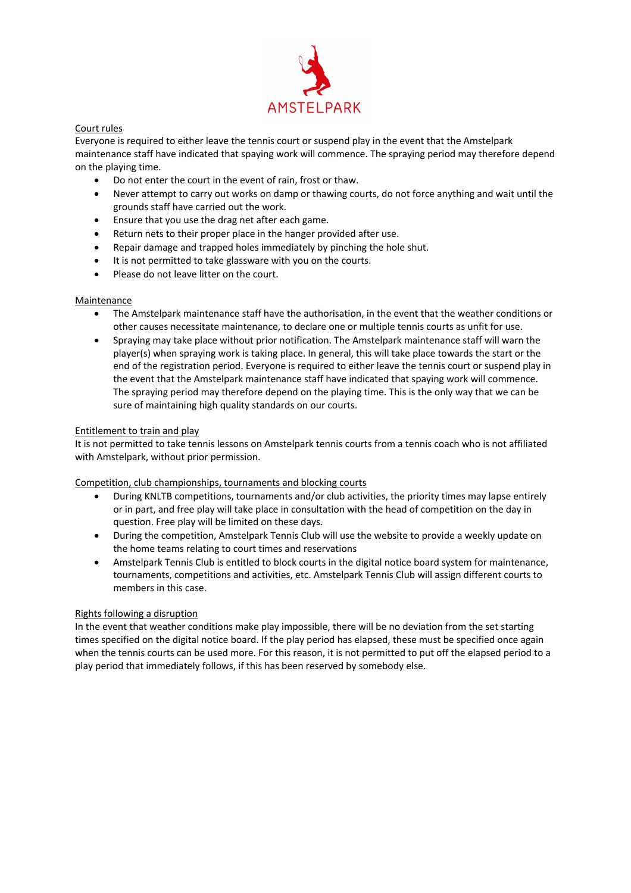AMSTELPARK

<u>Court rules</u>

Everyone is required to either leave the tennis court or suspend play in the event that the Amstelpark maintenance staff have indicated that spaying work will commence. The spraying period may therefore depend on the playing time.

- Do not enter the court in the event of rain, frost or thaw.
- Never attempt to carry out works on damp or thawing courts, do not force anything and wait until the grounds staff have carried out the work.
- Ensure that you use the drag net after each game.
- Return nets to their proper place in the hanger provided after use.
- Repair damage and trapped holes immediately by pinching the hole shut.
- It is not permitted to take glassware with you on the courts.
- Please do not leave litter on the court.

<u>Maintenance</u>

- The Amstelpark maintenance staff have the authorisation, in the event that the weather conditions or other causes necessitate maintenance, to declare one or multiple tennis courts as unfit for use.
- Spraying may take place without prior notification. The Amstelpark maintenance staff will warn the player(s) when spraying work is taking place. In general, this will take place towards the start or the end of the registration period. Everyone is required to either leave the tennis court or suspend play in the event that the Amstelpark maintenance staff have indicated that spaying work will commence. The spraying period may therefore depend on the playing time. This is the only way that we can be sure of maintaining high quality standards on our courts.

<u>Entitlement to train and play</u>

It is not permitted to take tennis lessons on Amstelpark tennis courts from a tennis coach who is not affiliated with Amstelpark, without prior permission.

<u>Competition, club championships, tournaments and blocking courts</u>

- During KNLTB competitions, tournaments and/or club activities, the priority times may lapse entirely or in part, and free play will take place in consultation with the head of competition on the day in question. Free play will be limited on these days.
- During the competition, Amstelpark Tennis Club will use the website to provide a weekly update on the home teams relating to court times and reservations
- Amstelpark Tennis Club is entitled to block courts in the digital notice board system for maintenance, tournaments, competitions and activities, etc. Amstelpark Tennis Club will assign different courts to members in this case.

<u>Rights following a disruption</u>

In the event that weather conditions make play impossible, there will be no deviation from the set starting times specified on the digital notice board. If the play period has elapsed, these must be specified once again when the tennis courts can be used more. For this reason, it is not permitted to put off the elapsed period to a play period that immediately follows, if this has been reserved by somebody else.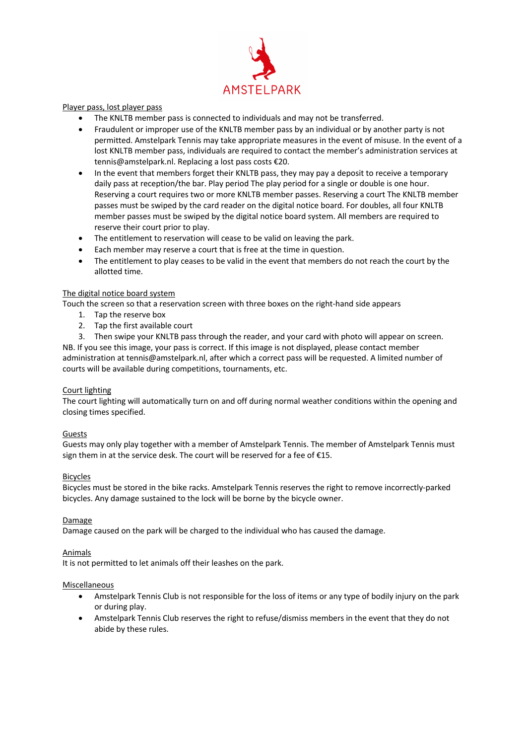AMSTELPARK

Player pass, lost player pass

- The KNLTB member pass is connected to individuals and may not be transferred.
- Fraudulent or improper use of the KNLTB member pass by an individual or by another party is not permitted. Amstelpark Tennis may take appropriate measures in the event of misuse. In the event of a lost KNLTB member pass, individuals are required to contact the member's administration services at tennis@amstelpark.nl. Replacing a lost pass costs €20.
- In the event that members forget their KNLTB pass, they may pay a deposit to receive a temporary daily pass at reception/the bar. Play period The play period for a single or double is one hour. Reserving a court requires two or more KNLTB member passes. Reserving a court The KNLTB member passes must be swiped by the card reader on the digital notice board. For doubles, all four KNLTB member passes must be swiped by the digital notice board system. All members are required to reserve their court prior to play.
- The entitlement to reservation will cease to be valid on leaving the park.
- Each member may reserve a court that is free at the time in question.
- The entitlement to play ceases to be valid in the event that members do not reach the court by the allotted time.

The digital notice board system

Touch the screen so that a reservation screen with three boxes on the right-hand side appears

1. Tap the reserve box
2. Tap the first available court
3. Then swipe your KNLTB pass through the reader, and your card with photo will appear on screen.

NB. If you see this image, your pass is correct. If this image is not displayed, please contact member administration at tennis@amstelpark.nl, after which a correct pass will be requested. A limited number of courts will be available during competitions, tournaments, etc.

Court lighting

The court lighting will automatically turn on and off during normal weather conditions within the opening and closing times specified.

Guests

Guests may only play together with a member of Amstelpark Tennis. The member of Amstelpark Tennis must sign them in at the service desk. The court will be reserved for a fee of €15.

Bicycles

Bicycles must be stored in the bike racks. Amstelpark Tennis reserves the right to remove incorrectly-parked bicycles. Any damage sustained to the lock will be borne by the bicycle owner.

Damage

Damage caused on the park will be charged to the individual who has caused the damage.

Animals

It is not permitted to let animals off their leashes on the park.

Miscellaneous

- Amstelpark Tennis Club is not responsible for the loss of items or any type of bodily injury on the park or during play.
- Amstelpark Tennis Club reserves the right to refuse/dismiss members in the event that they do not abide by these rules.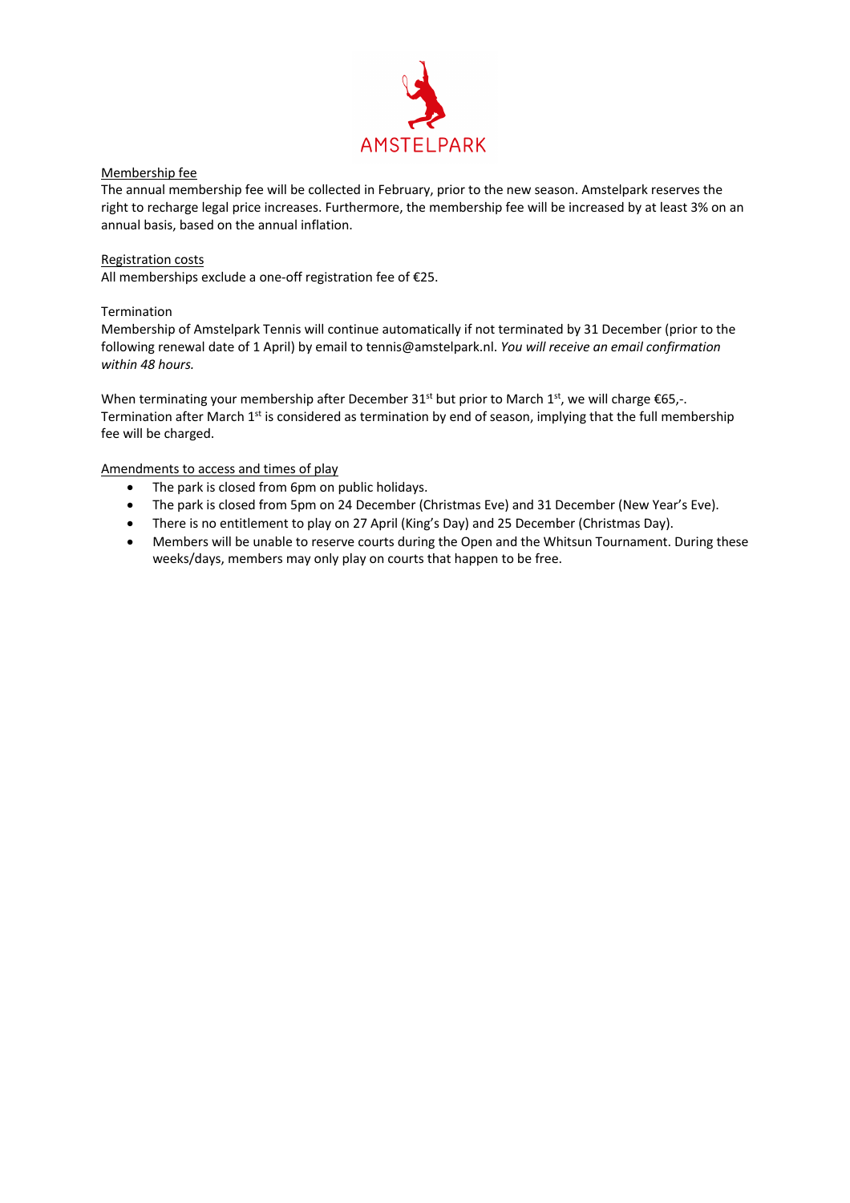AMSTELPARK

Membership fee

The annual membership fee will be collected in February, prior to the new season. Amstelpark reserves the right to recharge legal price increases. Furthermore, the membership fee will be increased by at least 3% on an annual basis, based on the annual inflation.

Registration costs

All memberships exclude a one-off registration fee of €25.

Termination

Membership of Amstelpark Tennis will continue automatically if not terminated by 31 December (prior to the following renewal date of 1 April) by email to tennis@amstelpark.nl. *You will receive an email confirmation within 48 hours.*

When terminating your membership after December 31st but prior to March 1st, we will charge €65,-. Termination after March 1st is considered as termination by end of season, implying that the full membership fee will be charged.

Amendments to access and times of play

- The park is closed from 6pm on public holidays.
- The park is closed from 5pm on 24 December (Christmas Eve) and 31 December (New Year's Eve).
- There is no entitlement to play on 27 April (King's Day) and 25 December (Christmas Day).
- Members will be unable to reserve courts during the Open and the Whitsun Tournament. During these weeks/days, members may only play on courts that happen to be free.